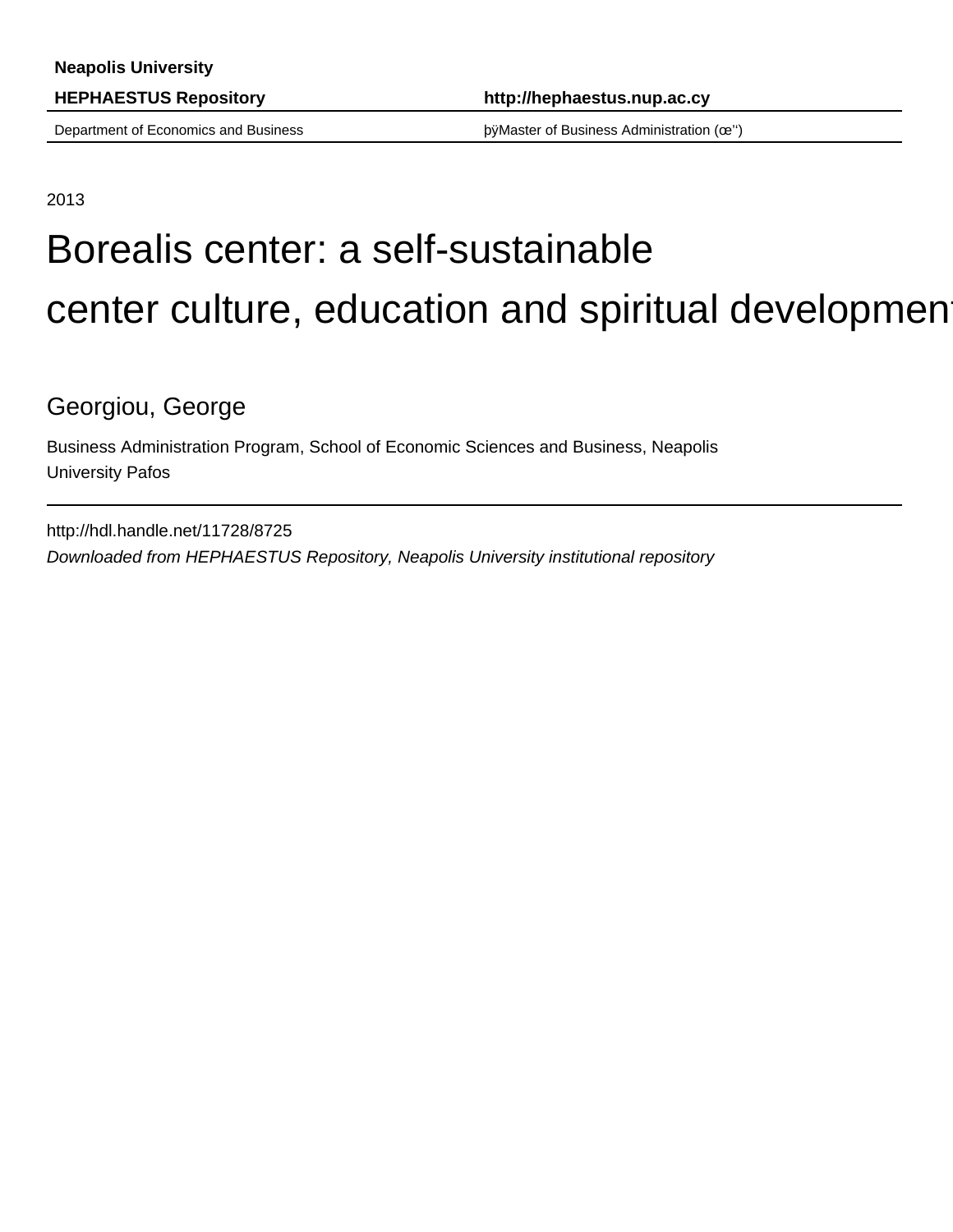**Neapolis University**

**HEPHAESTUS Repository** **http://hephaestus.nup.ac.cy**

Department of Economics and Business þÿMaster of Business Administration (œ'')

2013

# Borealis center: a self-sustainable center culture, education and spiritual development

Georgiou, George

Business Administration Program, School of Economic Sciences and Business, Neapolis University Pafos

http://hdl.handle.net/11728/8725

*Downloaded from HEPHAESTUS Repository, Neapolis University institutional repository*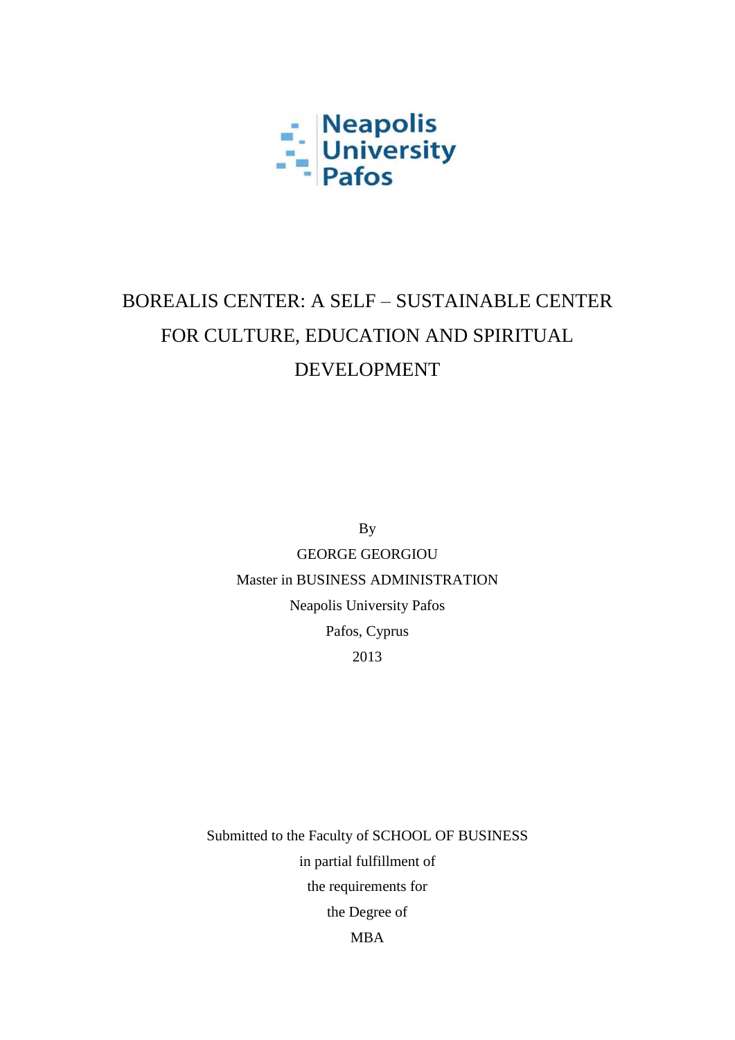Neapolis University Pafos

# BOREALIS CENTER: A SELF – SUSTAINABLE CENTER FOR CULTURE, EDUCATION AND SPIRITUAL DEVELOPMENT

By

GEORGE GEORGIOU

Master in BUSINESS ADMINISTRATION

Neapolis University Pafos

Pafos, Cyprus

2013

Submitted to the Faculty of SCHOOL OF BUSINESS

in partial fulfillment of

the requirements for

the Degree of

MBA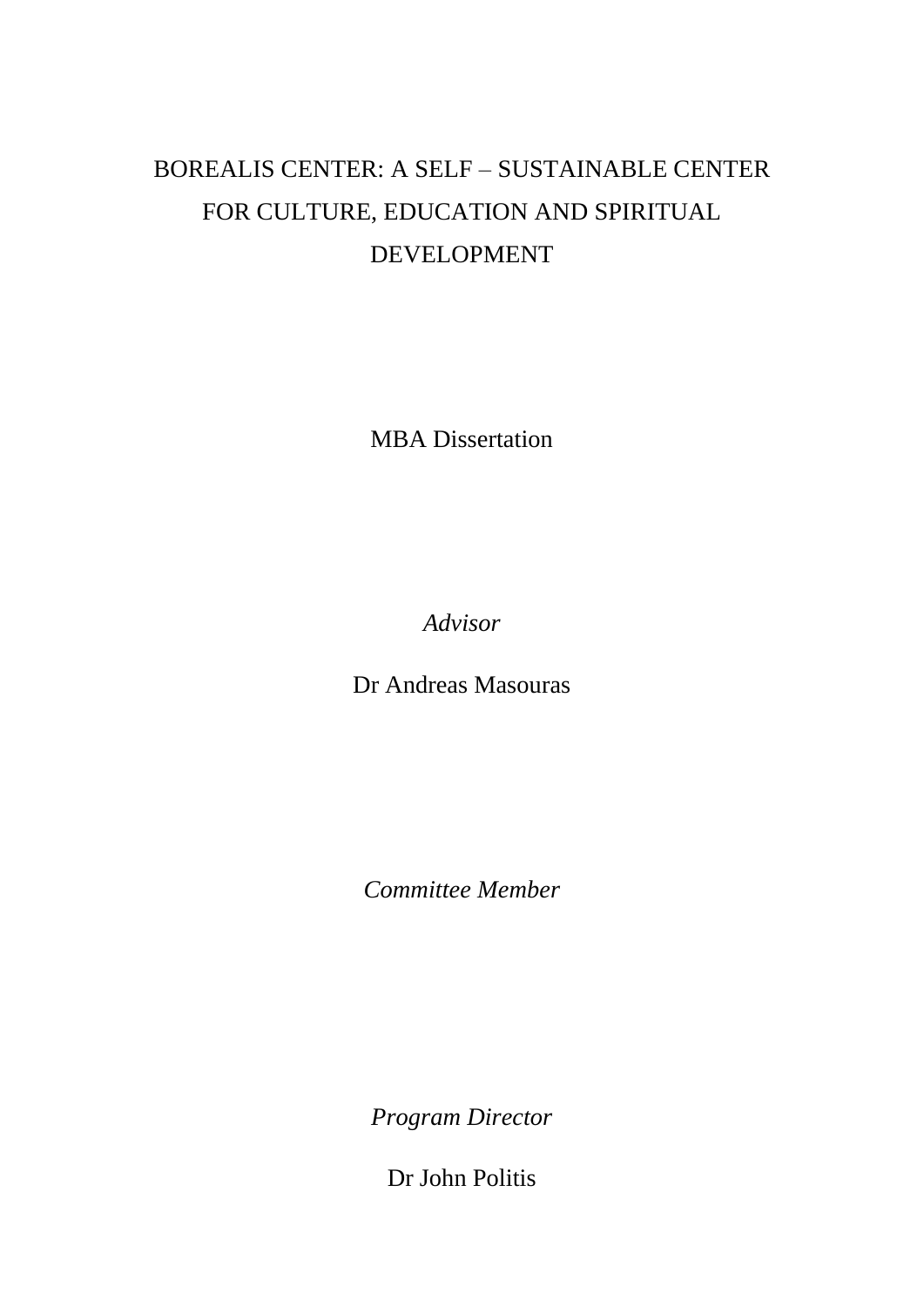# BOREALIS CENTER: A SELF – SUSTAINABLE CENTER FOR CULTURE, EDUCATION AND SPIRITUAL DEVELOPMENT

MBA Dissertation

*Advisor*

Dr Andreas Masouras

*Committee Member*

*Program Director*

Dr John Politis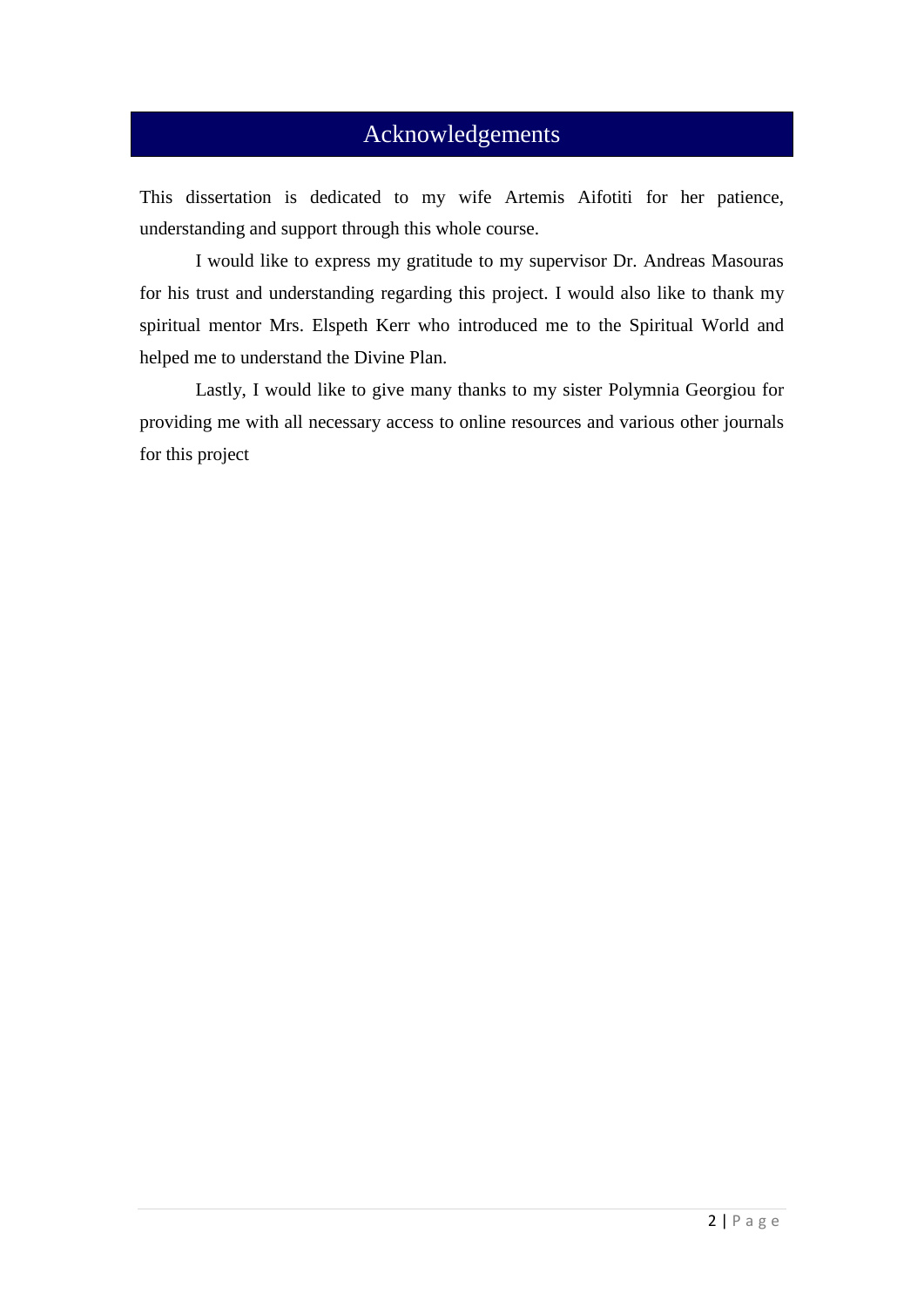# Acknowledgements

This dissertation is dedicated to my wife Artemis Aifotiti for her patience, understanding and support through this whole course.

I would like to express my gratitude to my supervisor Dr. Andreas Masouras for his trust and understanding regarding this project. I would also like to thank my spiritual mentor Mrs. Elspeth Kerr who introduced me to the Spiritual World and helped me to understand the Divine Plan.

Lastly, I would like to give many thanks to my sister Polymnia Georgiou for providing me with all necessary access to online resources and various other journals for this project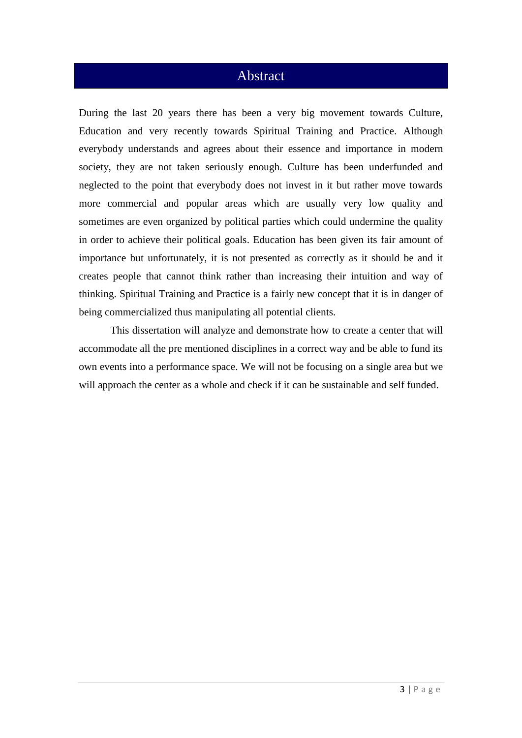# Abstract

During the last 20 years there has been a very big movement towards Culture, Education and very recently towards Spiritual Training and Practice. Although everybody understands and agrees about their essence and importance in modern society, they are not taken seriously enough. Culture has been underfunded and neglected to the point that everybody does not invest in it but rather move towards more commercial and popular areas which are usually very low quality and sometimes are even organized by political parties which could undermine the quality in order to achieve their political goals. Education has been given its fair amount of importance but unfortunately, it is not presented as correctly as it should be and it creates people that cannot think rather than increasing their intuition and way of thinking. Spiritual Training and Practice is a fairly new concept that it is in danger of being commercialized thus manipulating all potential clients.

This dissertation will analyze and demonstrate how to create a center that will accommodate all the pre mentioned disciplines in a correct way and be able to fund its own events into a performance space. We will not be focusing on a single area but we will approach the center as a whole and check if it can be sustainable and self funded.